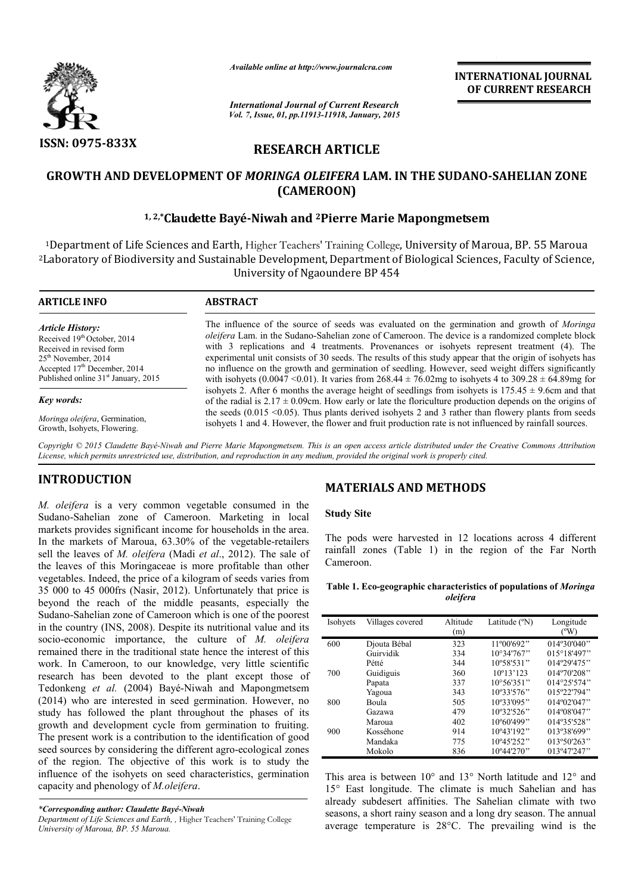# RESEARCH ARTICLE

## GROWTH AND DEVELOPMENT OF *MORINGA OLEIFERA* LAM. IN THE SUDANO-SAHELIAN ZONE (CAMEROON)

**[1,2,*]Claudette Bayé-Niwah and [2]Pierre Marie Mapongmetsem**

[1]Department of Life Sciences and Earth, Higher Teachers' Training College, University of Maroua, BP. 55 Maroua
[2]Laboratory of Biodiversity and Sustainable Development, Department of Biological Sciences, Faculty of Science, University of Ngaoundere BP 454

### ARTICLE INFO

*Article History:*
Received 19th October, 2014
Received in revised form
25th November, 2014
Accepted 17th December, 2014
Published online 31st January, 2015

*Key words:*

*Moringa oleifera*, Germination, Growth, Isohyets, Flowering.

### ABSTRACT

The influence of the source of seeds was evaluated on the germination and growth of *Moringa oleifera* Lam. in the Sudano-Sahelian zone of Cameroon. The device is a randomized complete block with 3 replications and 4 treatments. Provenances or isohyets represent treatment (4). The experimental unit consists of 30 seeds. The results of this study appear that the origin of isohyets has no influence on the growth and germination of seedling. However, seed weight differs significantly with isohyets (0.0047 <0.01). It varies from 268.44 ± 76.02mg to isohyets 4 to 309.28 ± 64.89mg for isohyets 2. After 6 months the average height of seedlings from isohyets is 175.45 ± 9.6cm and that of the radial is 2.17 ± 0.09cm. How early or late the floriculture production depends on the origins of the seeds (0.015 <0.05). Thus plants derived isohyets 2 and 3 rather than flowery plants from seeds isohyets 1 and 4. However, the flower and fruit production rate is not influenced by rainfall sources.

*Copyright © 2015 Claudette Bayé-Niwah and Pierre Marie Mapongmetsem. This is an open access article distributed under the Creative Commons Attribution License, which permits unrestricted use, distribution, and reproduction in any medium, provided the original work is properly cited.*

## INTRODUCTION

*M. oleifera* is a very common vegetable consumed in the Sudano-Sahelian zone of Cameroon. Marketing in local markets provides significant income for households in the area. In the markets of Maroua, 63.30% of the vegetable-retailers sell the leaves of *M. oleifera* (Madi *et al*., 2012). The sale of the leaves of this Moringaceae is more profitable than other vegetables. Indeed, the price of a kilogram of seeds varies from 35 000 to 45 000frs (Nasir, 2012). Unfortunately that price is beyond the reach of the middle peasants, especially the Sudano-Sahelian zone of Cameroon which is one of the poorest in the country (INS, 2008). Despite its nutritional value and its socio-economic importance, the culture of *M. oleifera* remained there in the traditional state hence the interest of this work. In Cameroon, to our knowledge, very little scientific research has been devoted to the plant except those of Tedonkeng *et al.* (2004) Bayé-Niwah and Mapongmetsem (2014) who are interested in seed germination. However, no study has followed the plant throughout the phases of its growth and development cycle from germination to fruiting. The present work is a contribution to the identification of good seed sources by considering the different agro-ecological zones of the region. The objective of this work is to study the influence of the isohyets on seed characteristics, germination capacity and phenology of *M.oleifera*.

*\*Corresponding author: Claudette Bayé-Niwah*
*Department of Life Sciences and Earth, , Higher Teachers' Training College University of Maroua, BP. 55 Maroua.*

## MATERIALS AND METHODS

### Study Site

The pods were harvested in 12 locations across 4 different rainfall zones (Table 1) in the region of the Far North Cameroon.

**Table 1. Eco-geographic characteristics of populations of *Moringa oleifera***

| Isohyets | Villages covered | Altitude (m) | Latitude (ºN) | Longitude (ºW) |
|---|---|---|---|---|
| 600 | Djouta Bébal | 323 | 11º00'692" | 014º30'040" |
| | Guirvidik | 334 | 10°34'767" | 015°18'497" |
| | Pétté | 344 | 10º58'531" | 014º29'475" |
| 700 | Guidiguis | 360 | 10º13'123 | 014º70'208" |
| | Papata | 337 | 10º56'351" | 014º25'574" |
| | Yagoua | 343 | 10º33'576" | 015º22'794" |
| 800 | Boula | 505 | 10º33'095" | 014º02'047" |
| | Gazawa | 479 | 10º32'526" | 014º08'047" |
| | Maroua | 402 | 10º60'499" | 014º35'528" |
| 900 | Kosséhone | 914 | 10º43'192" | 013º38'699" |
| | Mandaka | 775 | 10º45'252" | 013º50'263" |
| | Mokolo | 836 | 10º44'270" | 013º47'247" |

This area is between 10° and 13° North latitude and 12° and 15° East longitude. The climate is much Sahelian and has already subdesert affinities. The Sahelian climate with two seasons, a short rainy season and a long dry season. The annual average temperature is 28°C. The prevailing wind is the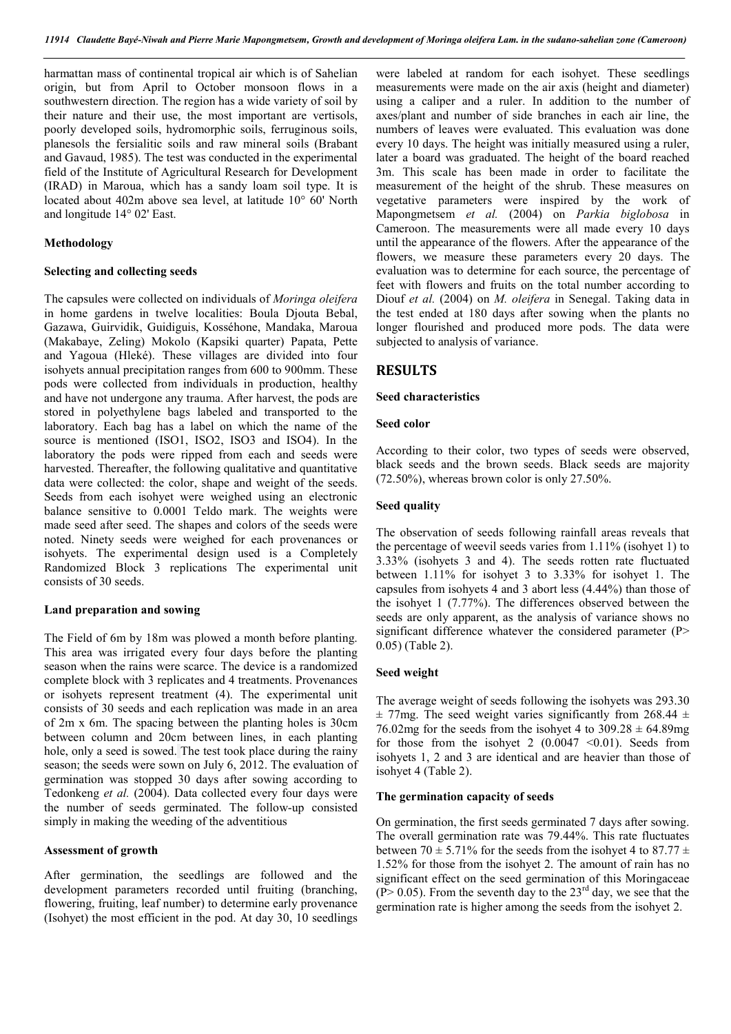harmattan mass of continental tropical air which is of Sahelian origin, but from April to October monsoon flows in a southwestern direction. The region has a wide variety of soil by their nature and their use, the most important are vertisols, poorly developed soils, hydromorphic soils, ferruginous soils, planesols the fersialitic soils and raw mineral soils (Brabant and Gavaud, 1985). The test was conducted in the experimental field of the Institute of Agricultural Research for Development (IRAD) in Maroua, which has a sandy loam soil type. It is located about 402m above sea level, at latitude 10° 60' North and longitude 14° 02' East.

## Methodology

### Selecting and collecting seeds

The capsules were collected on individuals of *Moringa oleifera* in home gardens in twelve localities: Boula Djouta Bebal, Gazawa, Guirvidik, Guidiguis, Kosséhone, Mandaka, Maroua (Makabaye, Zeling) Mokolo (Kapsiki quarter) Papata, Pette and Yagoua (Hleké). These villages are divided into four isohyets annual precipitation ranges from 600 to 900mm. These pods were collected from individuals in production, healthy and have not undergone any trauma. After harvest, the pods are stored in polyethylene bags labeled and transported to the laboratory. Each bag has a label on which the name of the source is mentioned (ISO1, ISO2, ISO3 and ISO4). In the laboratory the pods were ripped from each and seeds were harvested. Thereafter, the following qualitative and quantitative data were collected: the color, shape and weight of the seeds. Seeds from each isohyet were weighed using an electronic balance sensitive to 0.0001 Teldo mark. The weights were made seed after seed. The shapes and colors of the seeds were noted. Ninety seeds were weighed for each provenances or isohyets. The experimental design used is a Completely Randomized Block 3 replications The experimental unit consists of 30 seeds.

### Land preparation and sowing

The Field of 6m by 18m was plowed a month before planting. This area was irrigated every four days before the planting season when the rains were scarce. The device is a randomized complete block with 3 replicates and 4 treatments. Provenances or isohyets represent treatment (4). The experimental unit consists of 30 seeds and each replication was made in an area of 2m x 6m. The spacing between the planting holes is 30cm between column and 20cm between lines, in each planting hole, only a seed is sowed. The test took place during the rainy season; the seeds were sown on July 6, 2012. The evaluation of germination was stopped 30 days after sowing according to Tedonkeng *et al.* (2004). Data collected every four days were the number of seeds germinated. The follow-up consisted simply in making the weeding of the adventitious

### Assessment of growth

After germination, the seedlings are followed and the development parameters recorded until fruiting (branching, flowering, fruiting, leaf number) to determine early provenance (Isohyet) the most efficient in the pod. At day 30, 10 seedlings were labeled at random for each isohyet. These seedlings measurements were made on the air axis (height and diameter) using a caliper and a ruler. In addition to the number of axes/plant and number of side branches in each air line, the numbers of leaves were evaluated. This evaluation was done every 10 days. The height was initially measured using a ruler, later a board was graduated. The height of the board reached 3m. This scale has been made in order to facilitate the measurement of the height of the shrub. These measures on vegetative parameters were inspired by the work of Mapongmetsem *et al.* (2004) on *Parkia biglobosa* in Cameroon. The measurements were all made every 10 days until the appearance of the flowers. After the appearance of the flowers, we measure these parameters every 20 days. The evaluation was to determine for each source, the percentage of feet with flowers and fruits on the total number according to Diouf *et al.* (2004) on *M. oleifera* in Senegal. Taking data in the test ended at 180 days after sowing when the plants no longer flourished and produced more pods. The data were subjected to analysis of variance.

## RESULTS

### Seed characteristics

### Seed color

According to their color, two types of seeds were observed, black seeds and the brown seeds. Black seeds are majority (72.50%), whereas brown color is only 27.50%.

### Seed quality

The observation of seeds following rainfall areas reveals that the percentage of weevil seeds varies from 1.11% (isohyet 1) to 3.33% (isohyets 3 and 4). The seeds rotten rate fluctuated between 1.11% for isohyet 3 to 3.33% for isohyet 1. The capsules from isohyets 4 and 3 abort less (4.44%) than those of the isohyet 1 (7.77%). The differences observed between the seeds are only apparent, as the analysis of variance shows no significant difference whatever the considered parameter ($P > 0.05$) (Table 2).

### Seed weight

The average weight of seeds following the isohyets was 293.30 $\pm$ 77mg. The seed weight varies significantly from 268.44 $\pm$ 76.02mg for the seeds from the isohyet 4 to 309.28 $\pm$ 64.89mg for those from the isohyet 2 ($0.0047 < 0.01$). Seeds from isohyets 1, 2 and 3 are identical and are heavier than those of isohyet 4 (Table 2).

### The germination capacity of seeds

On germination, the first seeds germinated 7 days after sowing. The overall germination rate was 79.44%. This rate fluctuates between 70 $\pm$ 5.71% for the seeds from the isohyet 4 to 87.77 $\pm$ 1.52% for those from the isohyet 2. The amount of rain has no significant effect on the seed germination of this Moringaceae ($P > 0.05$). From the seventh day to the 23[rd] day, we see that the germination rate is higher among the seeds from the isohyet 2.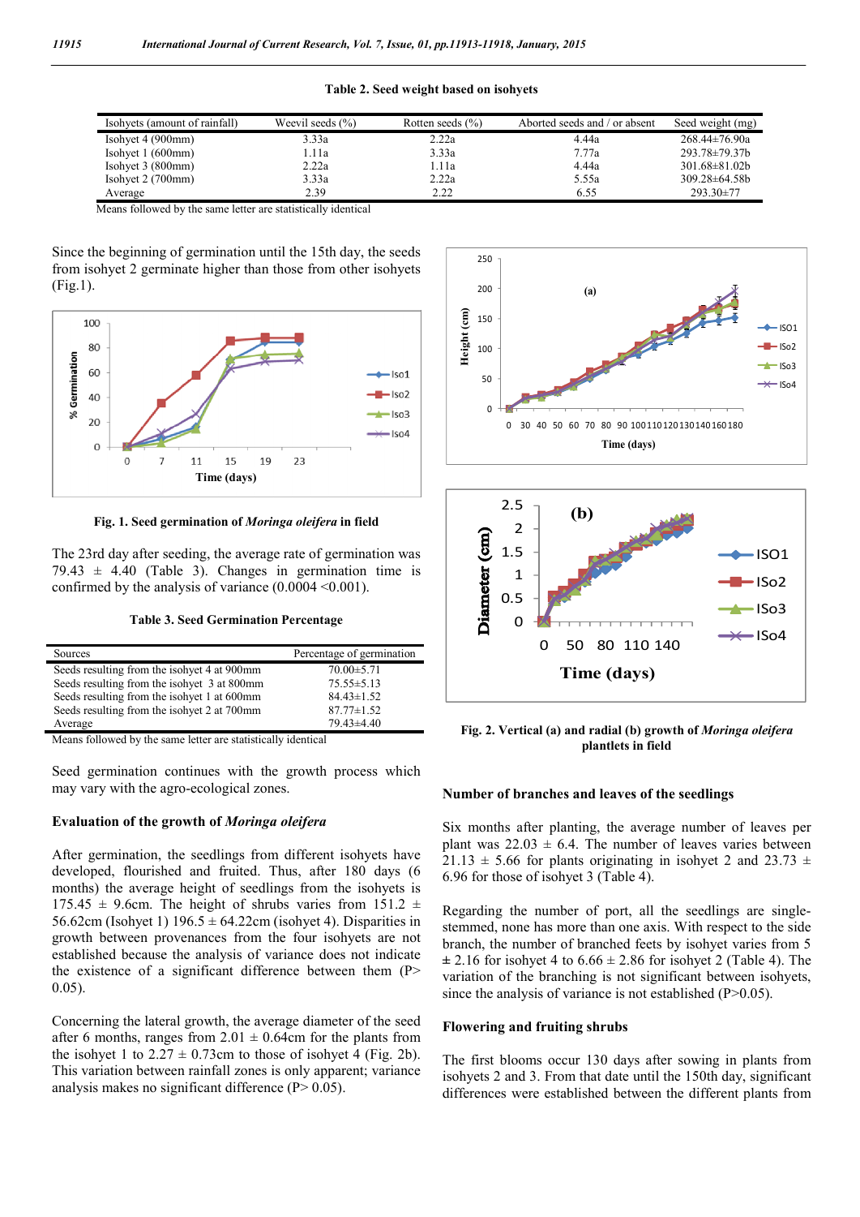Table 2. Seed weight based on isohyets

| Isohyets (amount of rainfall) | Weevil seeds (%) | Rotten seeds (%) | Aborted seeds and / or absent | Seed weight (mg) |
|---|---|---|---|---|
| Isohyet 4 (900mm) | 3.33a | 2.22a | 4.44a | 268.44±76.90a |
| Isohyet 1 (600mm) | 1.11a | 3.33a | 7.77a | 293.78±79.37b |
| Isohyet 3 (800mm) | 2.22a | 1.11a | 4.44a | 301.68±81.02b |
| Isohyet 2 (700mm) | 3.33a | 2.22a | 5.55a | 309.28±64.58b |
| Average | 2.39 | 2.22 | 6.55 | 293.30±77 |

Means followed by the same letter are statistically identical

Since the beginning of germination until the 15th day, the seeds from isohyet 2 germinate higher than those from other isohyets (Fig.1).

**Fig. 1. Seed germination of *Moringa oleifera* in field**

The 23rd day after seeding, the average rate of germination was 79.43 ± 4.40 (Table 3). Changes in germination time is confirmed by the analysis of variance (0.0004 <0.001).

Table 3. Seed Germination Percentage

| Sources | Percentage of germination |
|---|---|
| Seeds resulting from the isohyet 4 at 900mm | 70.00±5.71 |
| Seeds resulting from the isohyet 3 at 800mm | 75.55±5.13 |
| Seeds resulting from the isohyet 1 at 600mm | 84.43±1.52 |
| Seeds resulting from the isohyet 2 at 700mm | 87.77±1.52 |
| Average | 79.43±4.40 |

Means followed by the same letter are statistically identical

Seed germination continues with the growth process which may vary with the agro-ecological zones.

### Evaluation of the growth of *Moringa oleifera*

After germination, the seedlings from different isohyets have developed, flourished and fruited. Thus, after 180 days (6 months) the average height of seedlings from the isohyets is 175.45 ± 9.6cm. The height of shrubs varies from 151.2 ± 56.62cm (Isohyet 1) 196.5 ± 64.22cm (isohyet 4). Disparities in growth between provenances from the four isohyets are not established because the analysis of variance does not indicate the existence of a significant difference between them (P> 0.05).

Concerning the lateral growth, the average diameter of the seed after 6 months, ranges from 2.01 ± 0.64cm for the plants from the isohyet 1 to 2.27 ± 0.73cm to those of isohyet 4 (Fig. 2b). This variation between rainfall zones is only apparent; variance analysis makes no significant difference (P> 0.05).

**Fig. 2. Vertical (a) and radial (b) growth of *Moringa oleifera* plantlets in field**

### Number of branches and leaves of the seedlings

Six months after planting, the average number of leaves per plant was 22.03 ± 6.4. The number of leaves varies between 21.13 ± 5.66 for plants originating in isohyet 2 and 23.73 ± 6.96 for those of isohyet 3 (Table 4).

Regarding the number of port, all the seedlings are single-stemmed, none has more than one axis. With respect to the side branch, the number of branched feets by isohyet varies from 5 ± 2.16 for isohyet 4 to 6.66 ± 2.86 for isohyet 2 (Table 4). The variation of the branching is not significant between isohyets, since the analysis of variance is not established (P>0.05).

### Flowering and fruiting shrubs

The first blooms occur 130 days after sowing in plants from isohyets 2 and 3. From that date until the 150th day, significant differences were established between the different plants from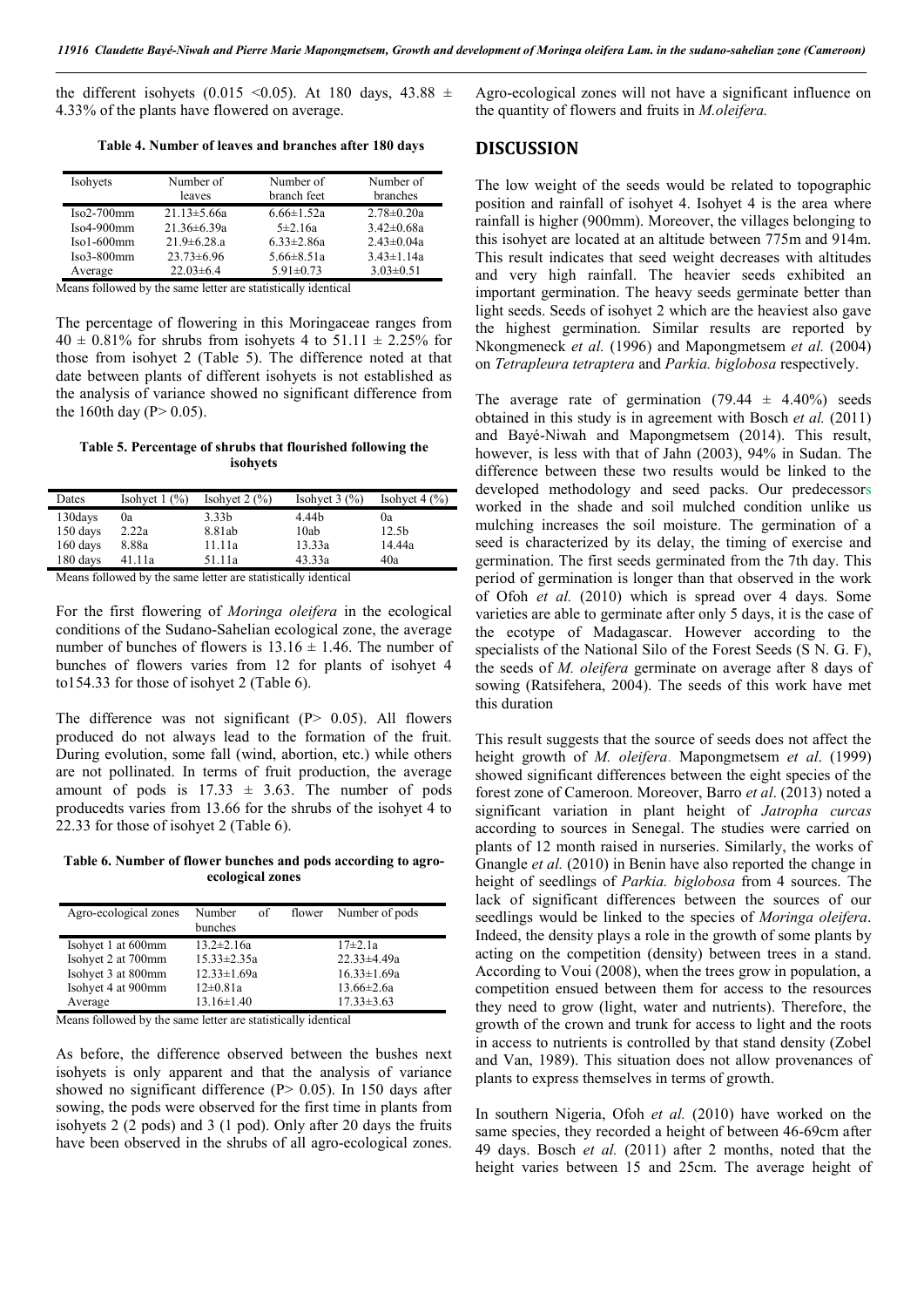the different isohyets (0.015 <0.05). At 180 days, 43.88 ± 4.33% of the plants have flowered on average.

**Table 4. Number of leaves and branches after 180 days**

| Isohyets | Number of leaves | Number of branch feet | Number of branches |
|---|---|---|---|
| Iso2-700mm | 21.13±5.66a | 6.66±1.52a | 2.78±0.20a |
| Iso4-900mm | 21.36±6.39a | 5±2.16a | 3.42±0.68a |
| Iso1-600mm | 21.9±6.28.a | 6.33±2.86a | 2.43±0.04a |
| Iso3-800mm | 23.73±6.96 | 5.66±8.51a | 3.43±1.14a |
| Average | 22.03±6.4 | 5.91±0.73 | 3.03±0.51 |

Means followed by the same letter are statistically identical

The percentage of flowering in this Moringaceae ranges from 40 ± 0.81% for shrubs from isohyets 4 to 51.11 ± 2.25% for those from isohyet 2 (Table 5). The difference noted at that date between plants of different isohyets is not established as the analysis of variance showed no significant difference from the 160th day (P> 0.05).

**Table 5. Percentage of shrubs that flourished following the isohyets**

| Dates | Isohyet 1 (%) | Isohyet 2 (%) | Isohyet 3 (%) | Isohyet 4 (%) |
|---|---|---|---|---|
| 130days | 0a | 3.33b | 4.44b | 0a |
| 150 days | 2.22a | 8.81ab | 10ab | 12.5b |
| 160 days | 8.88a | 11.11a | 13.33a | 14.44a |
| 180 days | 41.11a | 51.11a | 43.33a | 40a |

Means followed by the same letter are statistically identical

For the first flowering of *Moringa oleifera* in the ecological conditions of the Sudano-Sahelian ecological zone, the average number of bunches of flowers is 13.16 ± 1.46. The number of bunches of flowers varies from 12 for plants of isohyet 4 to154.33 for those of isohyet 2 (Table 6).

The difference was not significant (P> 0.05). All flowers produced do not always lead to the formation of the fruit. During evolution, some fall (wind, abortion, etc.) while others are not pollinated. In terms of fruit production, the average amount of pods is 17.33 ± 3.63. The number of pods producedts varies from 13.66 for the shrubs of the isohyet 4 to 22.33 for those of isohyet 2 (Table 6).

**Table 6. Number of flower bunches and pods according to agro-ecological zones**

| Agro-ecological zones | Number of flower bunches | Number of pods |
|---|---|---|
| Isohyet 1 at 600mm | 13.2±2.16a | 17±2.1a |
| Isohyet 2 at 700mm | 15.33±2.35a | 22.33±4.49a |
| Isohyet 3 at 800mm | 12.33±1.69a | 16.33±1.69a |
| Isohyet 4 at 900mm | 12±0.81a | 13.66±2.6a |
| Average | 13.16±1.40 | 17.33±3.63 |

Means followed by the same letter are statistically identical

As before, the difference observed between the bushes next isohyets is only apparent and that the analysis of variance showed no significant difference (P> 0.05). In 150 days after sowing, the pods were observed for the first time in plants from isohyets 2 (2 pods) and 3 (1 pod). Only after 20 days the fruits have been observed in the shrubs of all agro-ecological zones. Agro-ecological zones will not have a significant influence on the quantity of flowers and fruits in *M.oleifera.*

## DISCUSSION

The low weight of the seeds would be related to topographic position and rainfall of isohyet 4. Isohyet 4 is the area where rainfall is higher (900mm). Moreover, the villages belonging to this isohyet are located at an altitude between 775m and 914m. This result indicates that seed weight decreases with altitudes and very high rainfall. The heavier seeds exhibited an important germination. The heavy seeds germinate better than light seeds. Seeds of isohyet 2 which are the heaviest also gave the highest germination. Similar results are reported by Nkongmeneck *et al.* (1996) and Mapongmetsem *et al.* (2004) on *Tetrapleura tetraptera* and *Parkia. biglobosa* respectively.

The average rate of germination (79.44 ± 4.40%) seeds obtained in this study is in agreement with Bosch *et al.* (2011) and Bayé-Niwah and Mapongmetsem (2014). This result, however, is less with that of Jahn (2003), 94% in Sudan. The difference between these two results would be linked to the developed methodology and seed packs. Our predecessors worked in the shade and soil mulched condition unlike us mulching increases the soil moisture. The germination of a seed is characterized by its delay, the timing of exercise and germination. The first seeds germinated from the 7th day. This period of germination is longer than that observed in the work of Ofoh *et al.* (2010) which is spread over 4 days. Some varieties are able to germinate after only 5 days, it is the case of the ecotype of Madagascar. However according to the specialists of the National Silo of the Forest Seeds (S N. G. F), the seeds of *M. oleifera* germinate on average after 8 days of sowing (Ratsifehera, 2004). The seeds of this work have met this duration

This result suggests that the source of seeds does not affect the height growth of *M. oleifera*. Mapongmetsem *et al*. (1999) showed significant differences between the eight species of the forest zone of Cameroon. Moreover, Barro *et al*. (2013) noted a significant variation in plant height of *Jatropha curcas* according to sources in Senegal. The studies were carried on plants of 12 month raised in nurseries. Similarly, the works of Gnangle *et al.* (2010) in Benin have also reported the change in height of seedlings of *Parkia. biglobosa* from 4 sources. The lack of significant differences between the sources of our seedlings would be linked to the species of *Moringa oleifera*. Indeed, the density plays a role in the growth of some plants by acting on the competition (density) between trees in a stand. According to Voui (2008), when the trees grow in population, a competition ensued between them for access to the resources they need to grow (light, water and nutrients). Therefore, the growth of the crown and trunk for access to light and the roots in access to nutrients is controlled by that stand density (Zobel and Van, 1989). This situation does not allow provenances of plants to express themselves in terms of growth.

In southern Nigeria, Ofoh *et al.* (2010) have worked on the same species, they recorded a height of between 46-69cm after 49 days. Bosch *et al.* (2011) after 2 months, noted that the height varies between 15 and 25cm. The average height of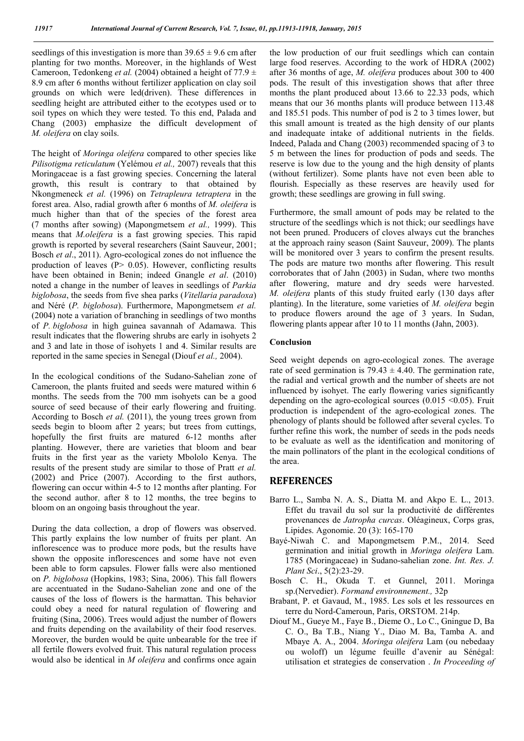seedlings of this investigation is more than $39.65 \pm 9.6$ cm after planting for two months. Moreover, in the highlands of West Cameroon, Tedonkeng *et al.* (2004) obtained a height of $77.9 \pm 8.9$ cm after 6 months without fertilizer application on clay soil grounds on which were led(driven). These differences in seedling height are attributed either to the ecotypes used or to soil types on which they were tested. To this end, Palada and Chang (2003) emphasize the difficult development of *M. oleifera* on clay soils.

The height of *Moringa oleifera* compared to other species like *Pilisotigma reticulatum* (Yelémou *et al.,* 2007) reveals that this Moringaceae is a fast growing species. Concerning the lateral growth, this result is contrary to that obtained by Nkongmeneck *et al.* (1996) on *Tetrapleura tetraptera* in the forest area. Also, radial growth after 6 months of *M. oleifera* is much higher than that of the species of the forest area (7 months after sowing) (Mapongmetsem *et al.,* 1999). This means that *M.oleifera* is a fast growing species. This rapid growth is reported by several researchers (Saint Sauveur, 2001; Bosch *et al*., 2011). Agro-ecological zones do not influence the production of leaves (P> 0.05). However, conflicting results have been obtained in Benin; indeed Gnangle *et al*. (2010) noted a change in the number of leaves in seedlings of *Parkia biglobosa*, the seeds from five shea parks (*Vitellaria paradoxa*) and Néré (*P. biglobosa*). Furthermore, Mapongmetsem *et al.* (2004) note a variation of branching in seedlings of two months of *P. biglobosa* in high guinea savannah of Adamawa. This result indicates that the flowering shrubs are early in isohyets 2 and 3 and late in those of isohyets 1 and 4. Similar results are reported in the same species in Senegal (Diouf *et al.,* 2004).

In the ecological conditions of the Sudano-Sahelian zone of Cameroon, the plants fruited and seeds were matured within 6 months. The seeds from the 700 mm isohyets can be a good source of seed because of their early flowering and fruiting. According to Bosch *et al.* (2011), the young trees grown from seeds begin to bloom after 2 years; but trees from cuttings, hopefully the first fruits are matured 6-12 months after planting. However, there are varieties that bloom and bear fruits in the first year as the variety Mbololo Kenya. The results of the present study are similar to those of Pratt *et al.* (2002) and Price (2007). According to the first authors, flowering can occur within 4-5 to 12 months after planting. For the second author, after 8 to 12 months, the tree begins to bloom on an ongoing basis throughout the year.

During the data collection, a drop of flowers was observed. This partly explains the low number of fruits per plant. An inflorescence was to produce more pods, but the results have shown the opposite inflorescences and some have not even been able to form capsules. Flower falls were also mentioned on *P. biglobosa* (Hopkins, 1983; Sina, 2006). This fall flowers are accentuated in the Sudano-Sahelian zone and one of the causes of the loss of flowers is the harmattan. This behavior could obey a need for natural regulation of flowering and fruiting (Sina, 2006). Trees would adjust the number of flowers and fruits depending on the availability of their food reserves. Moreover, the burden would be quite unbearable for the tree if all fertile flowers evolved fruit. This natural regulation process would also be identical in *M oleifera* and confirms once again the low production of our fruit seedlings which can contain large food reserves. According to the work of HDRA (2002) after 36 months of age, *M. oleifera* produces about 300 to 400 pods. The result of this investigation shows that after three months the plant produced about 13.66 to 22.33 pods, which means that our 36 months plants will produce between 113.48 and 185.51 pods. This number of pod is 2 to 3 times lower, but this small amount is treated as the high density of our plants and inadequate intake of additional nutrients in the fields. Indeed, Palada and Chang (2003) recommended spacing of 3 to 5 m between the lines for production of pods and seeds. The reserve is low due to the young and the high density of plants (without fertilizer). Some plants have not even been able to flourish. Especially as these reserves are heavily used for growth; these seedlings are growing in full swing.

Furthermore, the small amount of pods may be related to the structure of the seedlings which is not thick; our seedlings have not been pruned. Producers of cloves always cut the branches at the approach rainy season (Saint Sauveur, 2009). The plants will be monitored over 3 years to confirm the present results. The pods are mature two months after flowering. This result corroborates that of Jahn (2003) in Sudan, where two months after flowering, mature and dry seeds were harvested. *M. oleifera* plants of this study fruited early (130 days after planting). In the literature, some varieties of *M. oleifera* begin to produce flowers around the age of 3 years. In Sudan, flowering plants appear after 10 to 11 months (Jahn, 2003).

### Conclusion

Seed weight depends on agro-ecological zones. The average rate of seed germination is $79.43 \pm 4.40$. The germination rate, the radial and vertical growth and the number of sheets are not influenced by isohyet. The early flowering varies significantly depending on the agro-ecological sources ($0.015 < 0.05$). Fruit production is independent of the agro-ecological zones. The phenology of plants should be followed after several cycles. To further refine this work, the number of seeds in the pods needs to be evaluate as well as the identification and monitoring of the main pollinators of the plant in the ecological conditions of the area.

## REFERENCES

- Barro L., Samba N. A. S., Diatta M. and Akpo E. L., 2013. Effet du travail du sol sur la productivité de différentes provenances de *Jatropha curcas*. Oléagineux, Corps gras, Lipides. Agonomie. 20 (3): 165-170
- Bayé-Niwah C. and Mapongmetsem P.M., 2014. Seed germination and initial growth in *Moringa oleifera* Lam. 1785 (Moringaceae) in Sudano-sahelian zone. *Int. Res. J. Plant Sci*., 5(2):23-29.
- Bosch C. H., Okuda T. et Gunnel, 2011. Moringa sp.(Nervedier). *Formand environnement.,* 32p
- Brabant, P. et Gavaud, M., 1985. Les sols et les ressources en terre du Nord-Cameroun, Paris, ORSTOM. 214p.
- Diouf M., Gueye M., Faye B., Dieme O., Lo C., Gningue D, Ba C. O., Ba T.B., Niang Y., Diao M. Ba, Tamba A. and Mbaye A. A., 2004. *Moringa oleifera* Lam (ou nebedaay ou woloff) un légume feuille d'avenir au Sénégal: utilisation et strategies de conservation . *In Proceeding of*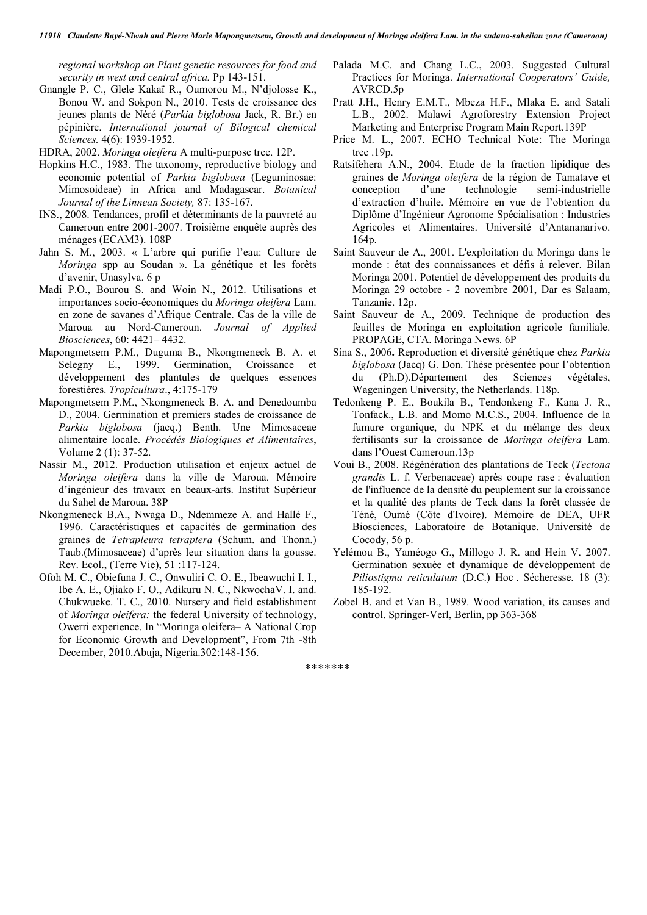*regional workshop on Plant genetic resources for food and security in west and central africa.* Pp 143-151.

Gnangle P. C., Glele Kakaï R., Oumorou M., N'djolosse K., Bonou W. and Sokpon N., 2010. Tests de croissance des jeunes plants de Néré (*Parkia biglobosa* Jack, R. Br.) en pépinière. *International journal of Bilogical chemical Sciences.* 4(6): 1939-1952.

HDRA, 2002. *Moringa oleifera* A multi-purpose tree. 12P.

Hopkins H.C., 1983. The taxonomy, reproductive biology and economic potential of *Parkia biglobosa* (Leguminosae: Mimosoideae) in Africa and Madagascar. *Botanical Journal of the Linnean Society,* 87: 135-167.

INS., 2008. Tendances, profil et déterminants de la pauvreté au Cameroun entre 2001-2007. Troisième enquête auprès des ménages (ECAM3). 108P

Jahn S. M., 2003. « L'arbre qui purifie l'eau: Culture de *Moringa* spp au Soudan ». La génétique et les forêts d'avenir, Unasylva. 6 p

Madi P.O., Bourou S. and Woin N., 2012. Utilisations et importances socio-économiques du *Moringa oleifera* Lam. en zone de savanes d'Afrique Centrale. Cas de la ville de Maroua au Nord-Cameroun. *Journal of Applied Biosciences*, 60: 4421– 4432.

Mapongmetsem P.M., Duguma B., Nkongmeneck B. A. et Selegny E., 1999. Germination, Croissance et développement des plantules de quelques essences forestières. *Tropicultura*., 4:175-179

Mapongmetsem P.M., Nkongmeneck B. A. and Denedoumba D., 2004. Germination et premiers stades de croissance de *Parkia biglobosa* (jacq.) Benth. Une Mimosaceae alimentaire locale. *Procédés Biologiques et Alimentaires*, Volume 2 (1): 37-52.

Nassir M., 2012. Production utilisation et enjeux actuel de *Moringa oleifera* dans la ville de Maroua. Mémoire d'ingénieur des travaux en beaux-arts. Institut Supérieur du Sahel de Maroua. 38P

Nkongmeneck B.A., Nwaga D., Ndemmeze A. and Hallé F., 1996. Caractéristiques et capacités de germination des graines de *Tetrapleura tetraptera* (Schum. and Thonn.) Taub.(Mimosaceae) d'après leur situation dans la gousse. Rev. Ecol., (Terre Vie), 51 :117-124.

Ofoh M. C., Obiefuna J. C., Onwuliri C. O. E., Ibeawuchi I. I., Ibe A. E., Ojiako F. O., Adikuru N. C., NkwochaV. I. and. Chukwueke. T. C., 2010. Nursery and field establishment of *Moringa oleifera:* the federal University of technology, Owerri experience. In "Moringa oleifera– A National Crop for Economic Growth and Development", From 7th -8th December, 2010.Abuja, Nigeria.302:148-156.

Palada M.C. and Chang L.C., 2003. Suggested Cultural Practices for Moringa. *International Cooperators' Guide,* AVRCD.5p

Pratt J.H., Henry E.M.T., Mbeza H.F., Mlaka E. and Satali L.B., 2002. Malawi Agroforestry Extension Project Marketing and Enterprise Program Main Report.139P

Price M. L., 2007. ECHO Technical Note: The Moringa tree .19p.

Ratsifehera A.N., 2004. Etude de la fraction lipidique des graines de *Moringa oleifera* de la région de Tamatave et conception d'une technologie semi-industrielle d'extraction d'huile. Mémoire en vue de l'obtention du Diplôme d'Ingénieur Agronome Spécialisation : Industries Agricoles et Alimentaires. Université d'Antananarivo. 164p.

Saint Sauveur de A., 2001. L'exploitation du Moringa dans le monde : état des connaissances et défis à relever. Bilan Moringa 2001. Potentiel de développement des produits du Moringa 29 octobre - 2 novembre 2001, Dar es Salaam, Tanzanie. 12p.

Saint Sauveur de A., 2009. Technique de production des feuilles de Moringa en exploitation agricole familiale. PROPAGE, CTA. Moringa News. 6P

Sina S., 2006**.** Reproduction et diversité génétique chez *Parkia biglobosa* (Jacq) G. Don. Thèse présentée pour l'obtention du (Ph.D).Département des Sciences végétales, Wageningen University, the Netherlands. 118p.

Tedonkeng P. E., Boukila B., Tendonkeng F., Kana J. R., Tonfack., L.B. and Momo M.C.S., 2004. Influence de la fumure organique, du NPK et du mélange des deux fertilisants sur la croissance de *Moringa oleifera* Lam. dans l'Ouest Cameroun.13p

Voui B., 2008. Régénération des plantations de Teck (*Tectona grandis* L. f. Verbenaceae) après coupe rase : évaluation de l'influence de la densité du peuplement sur la croissance et la qualité des plants de Teck dans la forêt classée de Téné, Oumé (Côte d'Ivoire). Mémoire de DEA, UFR Biosciences, Laboratoire de Botanique. Université de Cocody, 56 p.

Yelémou B., Yaméogo G., Millogo J. R. and Hein V. 2007. Germination sexuée et dynamique de développement de *Piliostigma reticulatum* (D.C.) Hoc . Sécheresse. 18 (3): 185-192.

Zobel B. and et Van B., 1989. Wood variation, its causes and control. Springer-Verl, Berlin, pp 363-368

\*\*\*\*\*\*\*